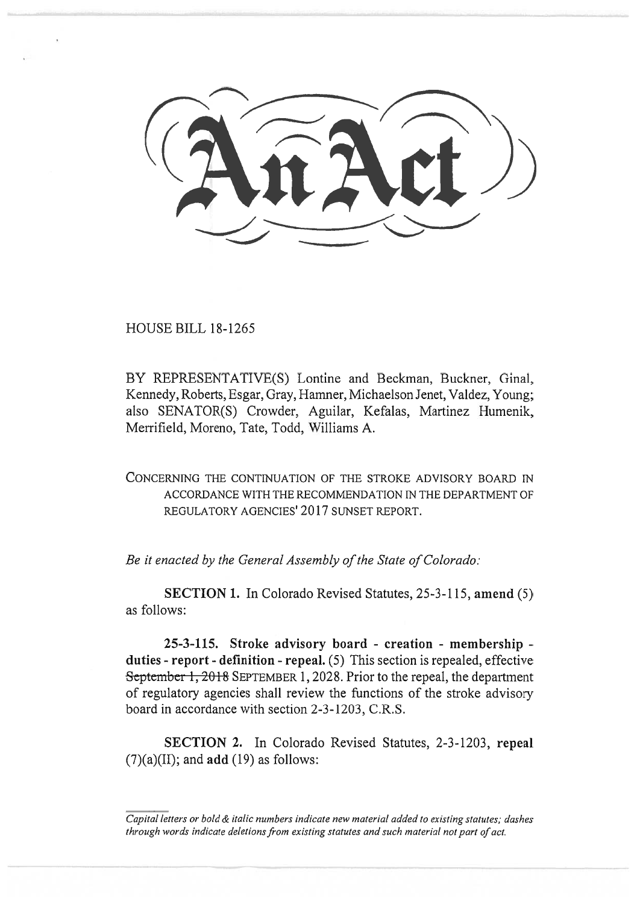# An Act

HOUSE BILL 18-1265

BY REPRESENTATIVE(S) Lontine and Beckman, Buckner, Ginal, Kennedy, Roberts, Esgar, Gray, Hamner, Michaelson Jenet, Valdez, Young; also SENATOR(S) Crowder, Aguilar, Kefalas, Martinez Humenik, Merrifield, Moreno, Tate, Todd, Williams A.

CONCERNING THE CONTINUATION OF THE STROKE ADVISORY BOARD IN ACCORDANCE WITH THE RECOMMENDATION IN THE DEPARTMENT OF REGULATORY AGENCIES' 2017 SUNSET REPORT.

*Be it enacted by the General Assembly of the State of Colorado:*

**SECTION 1.** In Colorado Revised Statutes, 25-3-115, **amend** (5) as follows:

**25-3-115. Stroke advisory board - creation - membership - duties - report - definition - repeal.** (5) This section is repealed, effective ~~September 1, 2018~~ SEPTEMBER 1, 2028. Prior to the repeal, the department of regulatory agencies shall review the functions of the stroke advisory board in accordance with section 2-3-1203, C.R.S.

**SECTION 2.** In Colorado Revised Statutes, 2-3-1203, **repeal** (7)(a)(II); and **add** (19) as follows:

*Capital letters or bold & italic numbers indicate new material added to existing statutes; dashes through words indicate deletions from existing statutes and such material not part of act.*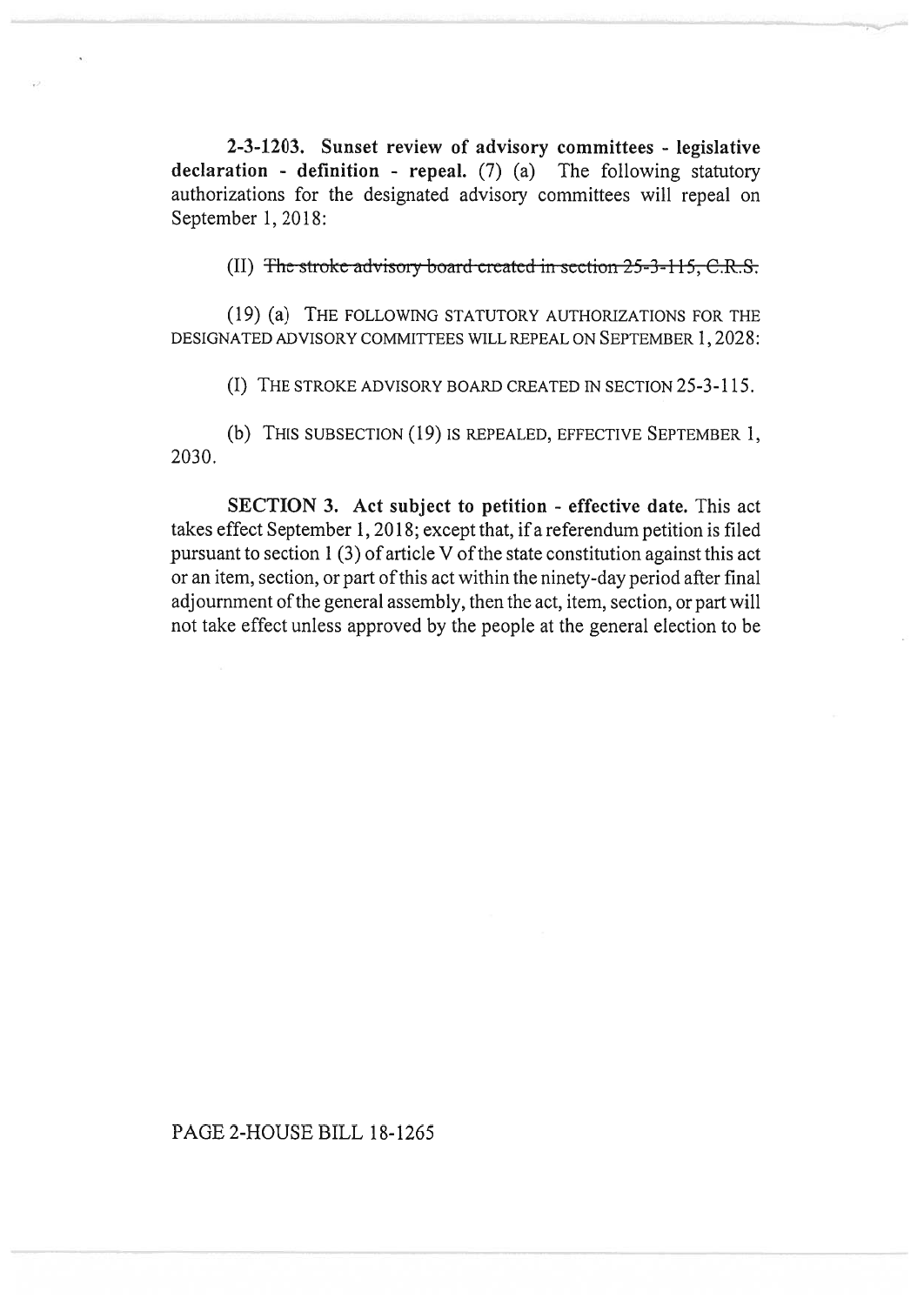**2-3-1203. Sunset review of advisory committees - legislative declaration - definition - repeal.** (7) (a) The following statutory authorizations for the designated advisory committees will repeal on September 1, 2018:

(II) ~~The stroke advisory board created in section 25-3-115, C.R.S.~~

(19) (a) THE FOLLOWING STATUTORY AUTHORIZATIONS FOR THE DESIGNATED ADVISORY COMMITTEES WILL REPEAL ON SEPTEMBER 1, 2028:

(I) THE STROKE ADVISORY BOARD CREATED IN SECTION 25-3-115.

(b) THIS SUBSECTION (19) IS REPEALED, EFFECTIVE SEPTEMBER 1, 2030.

**SECTION 3. Act subject to petition - effective date.** This act takes effect September 1, 2018; except that, if a referendum petition is filed pursuant to section 1 (3) of article V of the state constitution against this act or an item, section, or part of this act within the ninety-day period after final adjournment of the general assembly, then the act, item, section, or part will not take effect unless approved by the people at the general election to be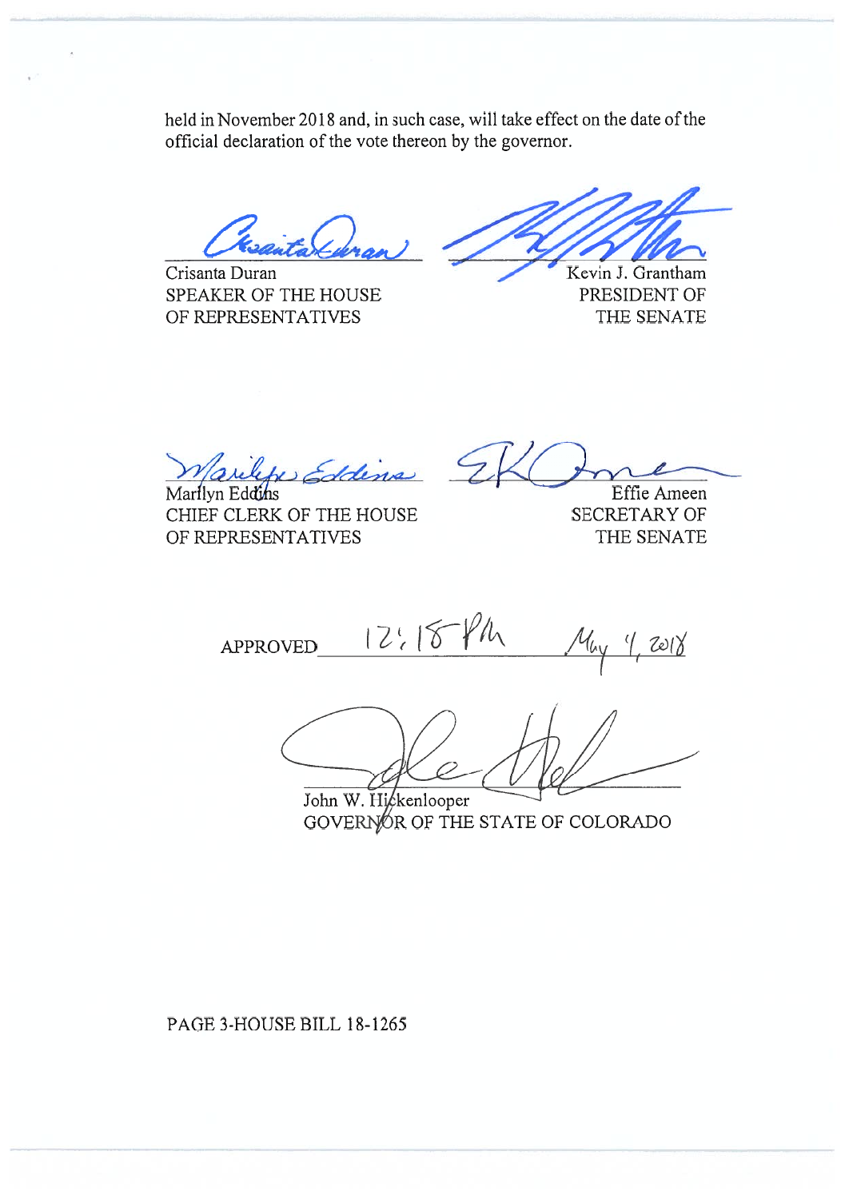held in November 2018 and, in such case, will take effect on the date of the official declaration of the vote thereon by the governor.

Crisanta Duran
SPEAKER OF THE HOUSE
OF REPRESENTATIVES

Kevin J. Grantham
PRESIDENT OF
THE SENATE

Marilyn Eddins
CHIEF CLERK OF THE HOUSE
OF REPRESENTATIVES

Effie Ameen
SECRETARY OF
THE SENATE

APPROVED 12:18 PM May 4, 2018

John W. Hickenlooper
GOVERNOR OF THE STATE OF COLORADO

PAGE 3-HOUSE BILL 18-1265